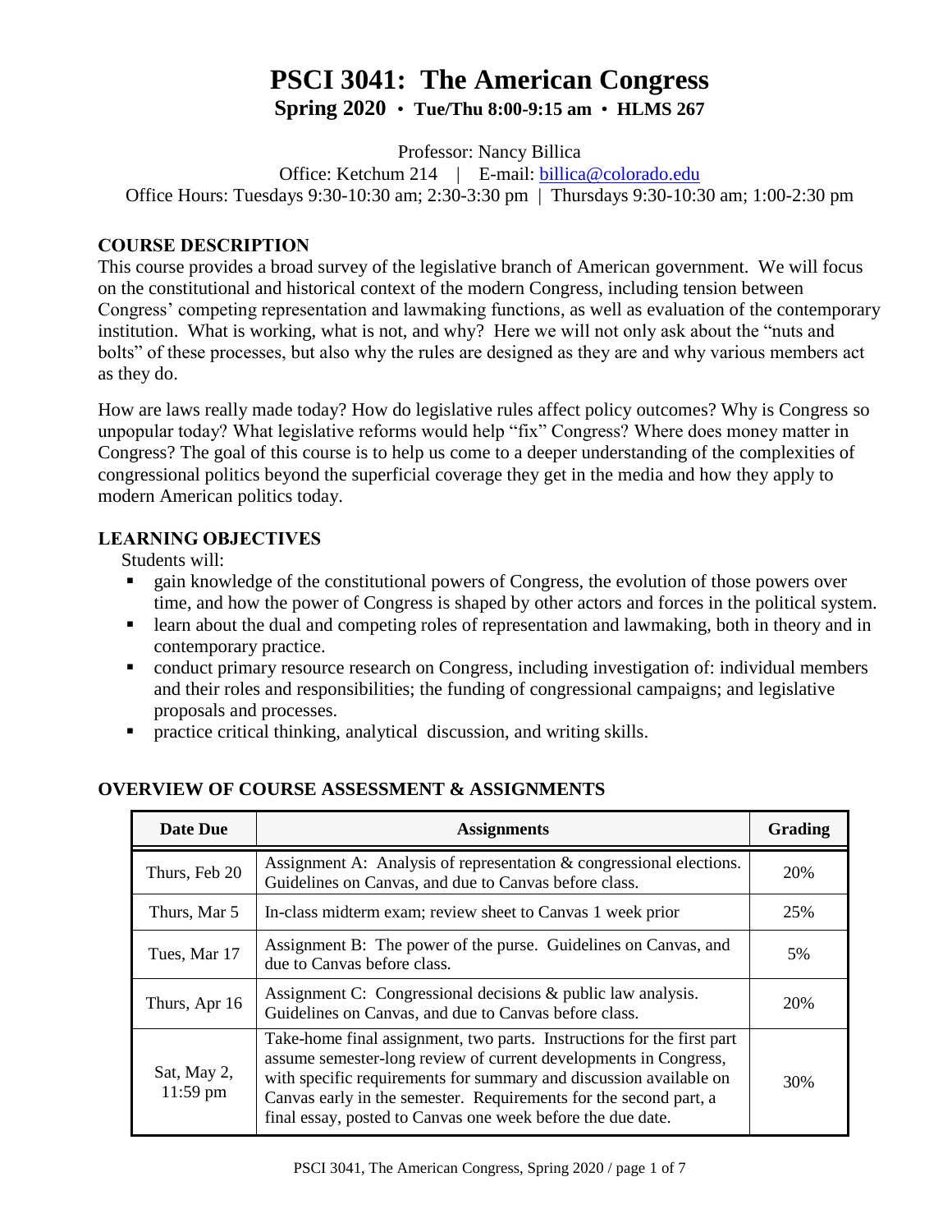# PSCI 3041: The American Congress

**Spring 2020 • Tue/Thu 8:00-9:15 am • HLMS 267**

Professor: Nancy Billica

Office: Ketchum 214 | E-mail: billica@colorado.edu

Office Hours: Tuesdays 9:30-10:30 am; 2:30-3:30 pm | Thursdays 9:30-10:30 am; 1:00-2:30 pm

## COURSE DESCRIPTION

This course provides a broad survey of the legislative branch of American government. We will focus on the constitutional and historical context of the modern Congress, including tension between Congress' competing representation and lawmaking functions, as well as evaluation of the contemporary institution. What is working, what is not, and why? Here we will not only ask about the "nuts and bolts" of these processes, but also why the rules are designed as they are and why various members act as they do.

How are laws really made today? How do legislative rules affect policy outcomes? Why is Congress so unpopular today? What legislative reforms would help "fix" Congress? Where does money matter in Congress? The goal of this course is to help us come to a deeper understanding of the complexities of congressional politics beyond the superficial coverage they get in the media and how they apply to modern American politics today.

## LEARNING OBJECTIVES

Students will:

- gain knowledge of the constitutional powers of Congress, the evolution of those powers over time, and how the power of Congress is shaped by other actors and forces in the political system.
- learn about the dual and competing roles of representation and lawmaking, both in theory and in contemporary practice.
- conduct primary resource research on Congress, including investigation of: individual members and their roles and responsibilities; the funding of congressional campaigns; and legislative proposals and processes.
- practice critical thinking, analytical discussion, and writing skills.

## OVERVIEW OF COURSE ASSESSMENT & ASSIGNMENTS

| Date Due | Assignments | Grading |
|---|---|---|
| Thurs, Feb 20 | Assignment A: Analysis of representation & congressional elections. Guidelines on Canvas, and due to Canvas before class. | 20% |
| Thurs, Mar 5 | In-class midterm exam; review sheet to Canvas 1 week prior | 25% |
| Tues, Mar 17 | Assignment B: The power of the purse. Guidelines on Canvas, and due to Canvas before class. | 5% |
| Thurs, Apr 16 | Assignment C: Congressional decisions & public law analysis. Guidelines on Canvas, and due to Canvas before class. | 20% |
| Sat, May 2, 11:59 pm | Take-home final assignment, two parts. Instructions for the first part assume semester-long review of current developments in Congress, with specific requirements for summary and discussion available on Canvas early in the semester. Requirements for the second part, a final essay, posted to Canvas one week before the due date. | 30% |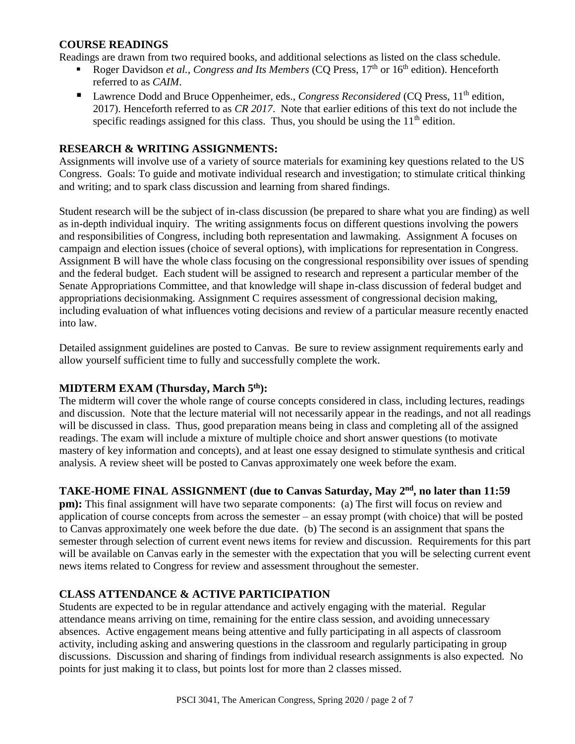## COURSE READINGS

Readings are drawn from two required books, and additional selections as listed on the class schedule.

- Roger Davidson *et al.*, *Congress and Its Members* (CQ Press, 17th or 16th edition). Henceforth referred to as *CAIM*.
- Lawrence Dodd and Bruce Oppenheimer, eds., *Congress Reconsidered* (CQ Press, 11th edition, 2017). Henceforth referred to as *CR 2017*. Note that earlier editions of this text do not include the specific readings assigned for this class. Thus, you should be using the 11th edition.

## RESEARCH & WRITING ASSIGNMENTS:

Assignments will involve use of a variety of source materials for examining key questions related to the US Congress. Goals: To guide and motivate individual research and investigation; to stimulate critical thinking and writing; and to spark class discussion and learning from shared findings.

Student research will be the subject of in-class discussion (be prepared to share what you are finding) as well as in-depth individual inquiry. The writing assignments focus on different questions involving the powers and responsibilities of Congress, including both representation and lawmaking. Assignment A focuses on campaign and election issues (choice of several options), with implications for representation in Congress. Assignment B will have the whole class focusing on the congressional responsibility over issues of spending and the federal budget. Each student will be assigned to research and represent a particular member of the Senate Appropriations Committee, and that knowledge will shape in-class discussion of federal budget and appropriations decisionmaking. Assignment C requires assessment of congressional decision making, including evaluation of what influences voting decisions and review of a particular measure recently enacted into law.

Detailed assignment guidelines are posted to Canvas. Be sure to review assignment requirements early and allow yourself sufficient time to fully and successfully complete the work.

## MIDTERM EXAM (Thursday, March 5th):

The midterm will cover the whole range of course concepts considered in class, including lectures, readings and discussion. Note that the lecture material will not necessarily appear in the readings, and not all readings will be discussed in class. Thus, good preparation means being in class and completing all of the assigned readings. The exam will include a mixture of multiple choice and short answer questions (to motivate mastery of key information and concepts), and at least one essay designed to stimulate synthesis and critical analysis. A review sheet will be posted to Canvas approximately one week before the exam.

## TAKE-HOME FINAL ASSIGNMENT (due to Canvas Saturday, May 2nd, no later than 11:59 pm):

This final assignment will have two separate components: (a) The first will focus on review and application of course concepts from across the semester – an essay prompt (with choice) that will be posted to Canvas approximately one week before the due date. (b) The second is an assignment that spans the semester through selection of current event news items for review and discussion. Requirements for this part will be available on Canvas early in the semester with the expectation that you will be selecting current event news items related to Congress for review and assessment throughout the semester.

## CLASS ATTENDANCE & ACTIVE PARTICIPATION

Students are expected to be in regular attendance and actively engaging with the material. Regular attendance means arriving on time, remaining for the entire class session, and avoiding unnecessary absences. Active engagement means being attentive and fully participating in all aspects of classroom activity, including asking and answering questions in the classroom and regularly participating in group discussions. Discussion and sharing of findings from individual research assignments is also expected. No points for just making it to class, but points lost for more than 2 classes missed.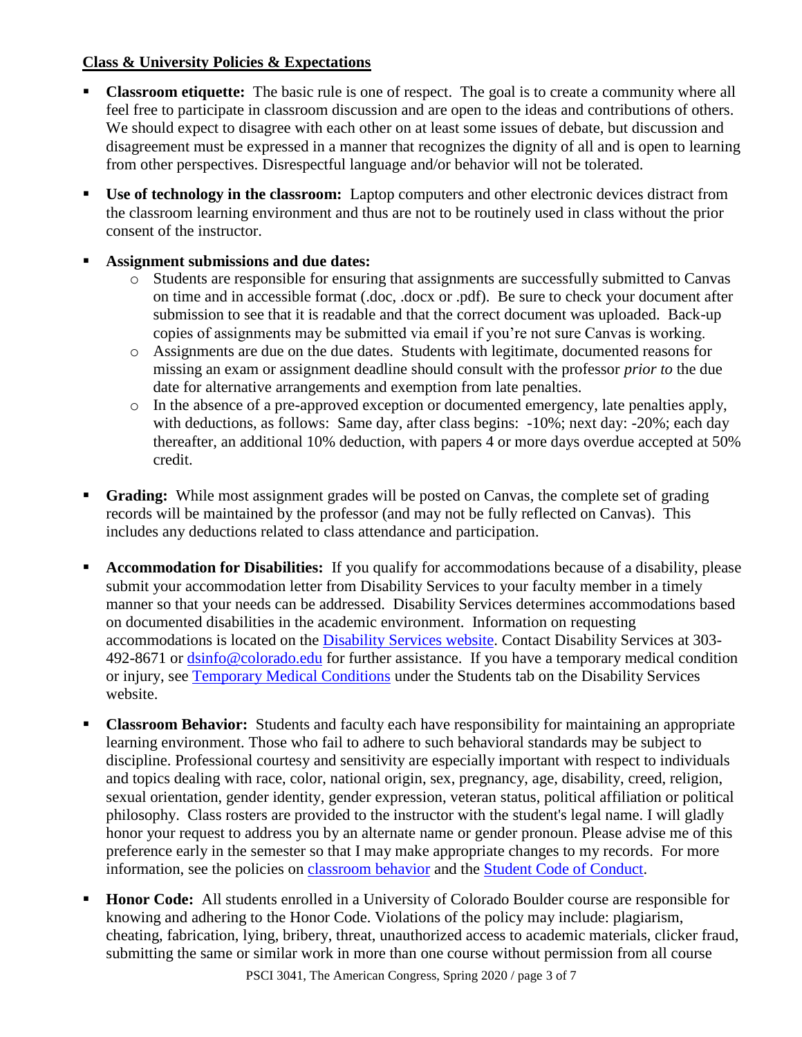**Class & University Policies & Expectations**

- **Classroom etiquette:** The basic rule is one of respect. The goal is to create a community where all feel free to participate in classroom discussion and are open to the ideas and contributions of others. We should expect to disagree with each other on at least some issues of debate, but discussion and disagreement must be expressed in a manner that recognizes the dignity of all and is open to learning from other perspectives. Disrespectful language and/or behavior will not be tolerated.

- **Use of technology in the classroom:** Laptop computers and other electronic devices distract from the classroom learning environment and thus are not to be routinely used in class without the prior consent of the instructor.

- **Assignment submissions and due dates:**
  - Students are responsible for ensuring that assignments are successfully submitted to Canvas on time and in accessible format (.doc, .docx or .pdf). Be sure to check your document after submission to see that it is readable and that the correct document was uploaded. Back-up copies of assignments may be submitted via email if you're not sure Canvas is working.
  - Assignments are due on the due dates. Students with legitimate, documented reasons for missing an exam or assignment deadline should consult with the professor *prior to* the due date for alternative arrangements and exemption from late penalties.
  - In the absence of a pre-approved exception or documented emergency, late penalties apply, with deductions, as follows: Same day, after class begins: -10%; next day: -20%; each day thereafter, an additional 10% deduction, with papers 4 or more days overdue accepted at 50% credit.

- **Grading:** While most assignment grades will be posted on Canvas, the complete set of grading records will be maintained by the professor (and may not be fully reflected on Canvas). This includes any deductions related to class attendance and participation.

- **Accommodation for Disabilities:** If you qualify for accommodations because of a disability, please submit your accommodation letter from Disability Services to your faculty member in a timely manner so that your needs can be addressed. Disability Services determines accommodations based on documented disabilities in the academic environment. Information on requesting accommodations is located on the Disability Services website. Contact Disability Services at 303-492-8671 or dsinfo@colorado.edu for further assistance. If you have a temporary medical condition or injury, see Temporary Medical Conditions under the Students tab on the Disability Services website.

- **Classroom Behavior:** Students and faculty each have responsibility for maintaining an appropriate learning environment. Those who fail to adhere to such behavioral standards may be subject to discipline. Professional courtesy and sensitivity are especially important with respect to individuals and topics dealing with race, color, national origin, sex, pregnancy, age, disability, creed, religion, sexual orientation, gender identity, gender expression, veteran status, political affiliation or political philosophy. Class rosters are provided to the instructor with the student's legal name. I will gladly honor your request to address you by an alternate name or gender pronoun. Please advise me of this preference early in the semester so that I may make appropriate changes to my records. For more information, see the policies on classroom behavior and the Student Code of Conduct.

- **Honor Code:** All students enrolled in a University of Colorado Boulder course are responsible for knowing and adhering to the Honor Code. Violations of the policy may include: plagiarism, cheating, fabrication, lying, bribery, threat, unauthorized access to academic materials, clicker fraud, submitting the same or similar work in more than one course without permission from all course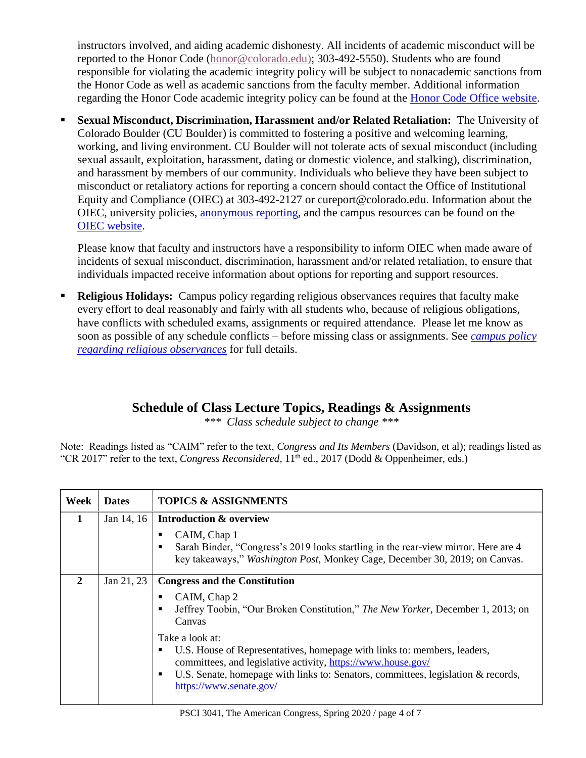instructors involved, and aiding academic dishonesty. All incidents of academic misconduct will be reported to the Honor Code (honor@colorado.edu); 303-492-5550). Students who are found responsible for violating the academic integrity policy will be subject to nonacademic sanctions from the Honor Code as well as academic sanctions from the faculty member. Additional information regarding the Honor Code academic integrity policy can be found at the Honor Code Office website.

- **Sexual Misconduct, Discrimination, Harassment and/or Related Retaliation:** The University of Colorado Boulder (CU Boulder) is committed to fostering a positive and welcoming learning, working, and living environment. CU Boulder will not tolerate acts of sexual misconduct (including sexual assault, exploitation, harassment, dating or domestic violence, and stalking), discrimination, and harassment by members of our community. Individuals who believe they have been subject to misconduct or retaliatory actions for reporting a concern should contact the Office of Institutional Equity and Compliance (OIEC) at 303-492-2127 or cureport@colorado.edu. Information about the OIEC, university policies, anonymous reporting, and the campus resources can be found on the OIEC website.

  Please know that faculty and instructors have a responsibility to inform OIEC when made aware of incidents of sexual misconduct, discrimination, harassment and/or related retaliation, to ensure that individuals impacted receive information about options for reporting and support resources.

- **Religious Holidays:** Campus policy regarding religious observances requires that faculty make every effort to deal reasonably and fairly with all students who, because of religious obligations, have conflicts with scheduled exams, assignments or required attendance. Please let me know as soon as possible of any schedule conflicts – before missing class or assignments. See *campus policy regarding religious observances* for full details.

## Schedule of Class Lecture Topics, Readings & Assignments

*\*\*\* Class schedule subject to change \*\*\**

Note: Readings listed as "CAIM" refer to the text, *Congress and Its Members* (Davidson, et al); readings listed as "CR 2017" refer to the text, *Congress Reconsidered,* 11th ed., 2017 (Dodd & Oppenheimer, eds.)

| Week | Dates | TOPICS & ASSIGNMENTS |
|---|---|---|
| **1** | Jan 14, 16 | **Introduction & overview**<br>▪ CAIM, Chap 1<br>▪ Sarah Binder, "Congress's 2019 looks startling in the rear-view mirror. Here are 4 key takeaways," *Washington Post,* Monkey Cage, December 30, 2019; on Canvas. |
| **2** | Jan 21, 23 | **Congress and the Constitution**<br>▪ CAIM, Chap 2<br>▪ Jeffrey Toobin, "Our Broken Constitution," *The New Yorker,* December 1, 2013; on Canvas<br><br>Take a look at:<br>▪ U.S. House of Representatives, homepage with links to: members, leaders, committees, and legislative activity, https://www.house.gov/<br>▪ U.S. Senate, homepage with links to: Senators, committees, legislation & records, https://www.senate.gov/ |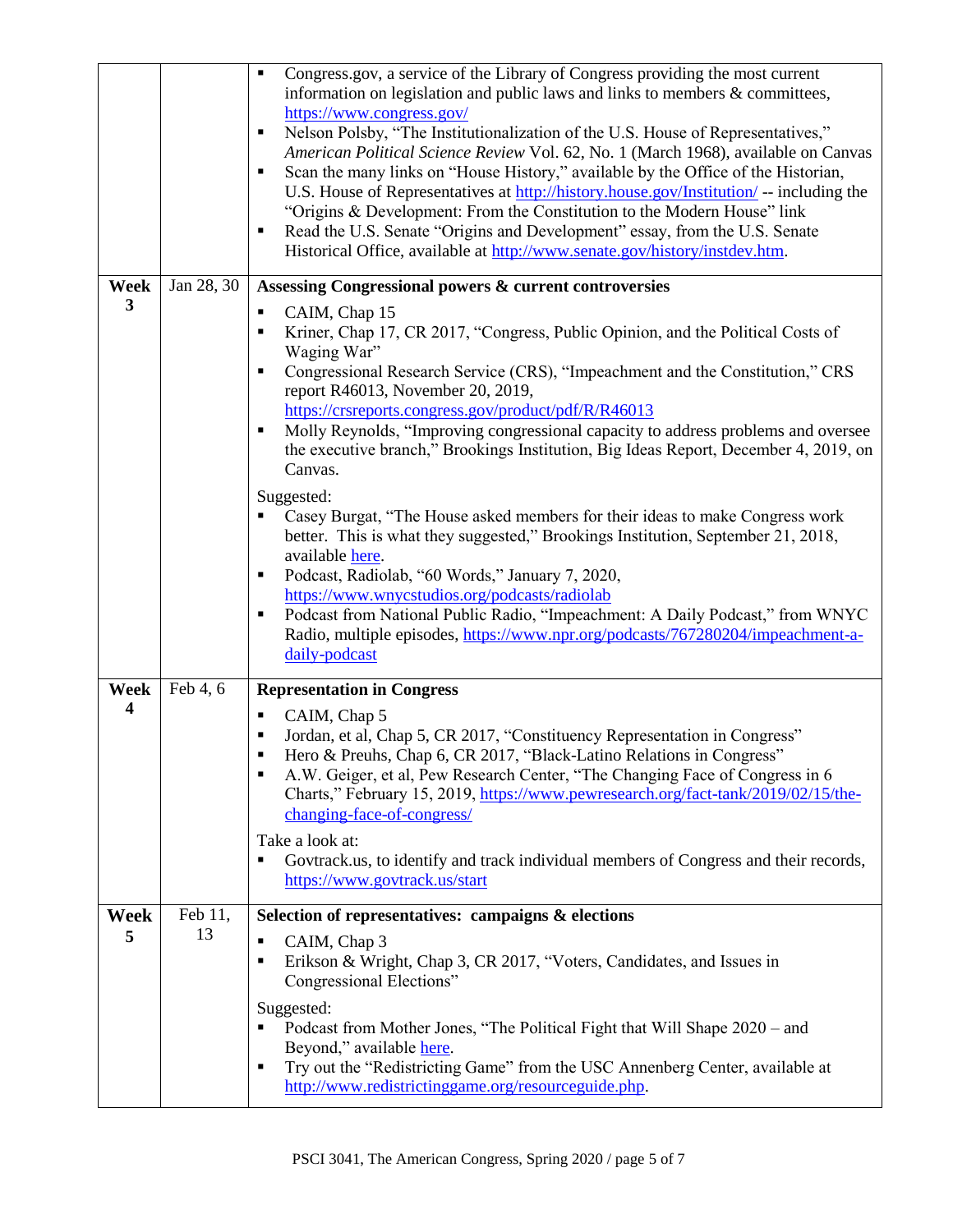| | | |
|---|---|---|
| | | ▪ Congress.gov, a service of the Library of Congress providing the most current information on legislation and public laws and links to members & committees, https://www.congress.gov/<br>▪ Nelson Polsby, "The Institutionalization of the U.S. House of Representatives," *American Political Science Review* Vol. 62, No. 1 (March 1968), available on Canvas<br>▪ Scan the many links on "House History," available by the Office of the Historian, U.S. House of Representatives at http://history.house.gov/Institution/ -- including the "Origins & Development: From the Constitution to the Modern House" link<br>▪ Read the U.S. Senate "Origins and Development" essay, from the U.S. Senate Historical Office, available at http://www.senate.gov/history/instdev.htm. |
| **Week 3** | Jan 28, 30 | **Assessing Congressional powers & current controversies**<br>▪ CAIM, Chap 15<br>▪ Kriner, Chap 17, CR 2017, "Congress, Public Opinion, and the Political Costs of Waging War"<br>▪ Congressional Research Service (CRS), "Impeachment and the Constitution," CRS report R46013, November 20, 2019, https://crsreports.congress.gov/product/pdf/R/R46013<br>▪ Molly Reynolds, "Improving congressional capacity to address problems and oversee the executive branch," Brookings Institution, Big Ideas Report, December 4, 2019, on Canvas.<br><br>Suggested:<br>▪ Casey Burgat, "The House asked members for their ideas to make Congress work better. This is what they suggested," Brookings Institution, September 21, 2018, available here.<br>▪ Podcast, Radiolab, "60 Words," January 7, 2020, https://www.wnycstudios.org/podcasts/radiolab<br>▪ Podcast from National Public Radio, "Impeachment: A Daily Podcast," from WNYC Radio, multiple episodes, https://www.npr.org/podcasts/767280204/impeachment-a-daily-podcast |
| **Week 4** | Feb 4, 6 | **Representation in Congress**<br>▪ CAIM, Chap 5<br>▪ Jordan, et al, Chap 5, CR 2017, "Constituency Representation in Congress"<br>▪ Hero & Preuhs, Chap 6, CR 2017, "Black-Latino Relations in Congress"<br>▪ A.W. Geiger, et al, Pew Research Center, "The Changing Face of Congress in 6 Charts," February 15, 2019, https://www.pewresearch.org/fact-tank/2019/02/15/the-changing-face-of-congress/<br><br>Take a look at:<br>▪ Govtrack.us, to identify and track individual members of Congress and their records, https://www.govtrack.us/start |
| **Week 5** | Feb 11, 13 | **Selection of representatives: campaigns & elections**<br>▪ CAIM, Chap 3<br>▪ Erikson & Wright, Chap 3, CR 2017, "Voters, Candidates, and Issues in Congressional Elections"<br><br>Suggested:<br>▪ Podcast from Mother Jones, "The Political Fight that Will Shape 2020 – and Beyond," available here.<br>▪ Try out the "Redistricting Game" from the USC Annenberg Center, available at http://www.redistrictinggame.org/resourceguide.php. |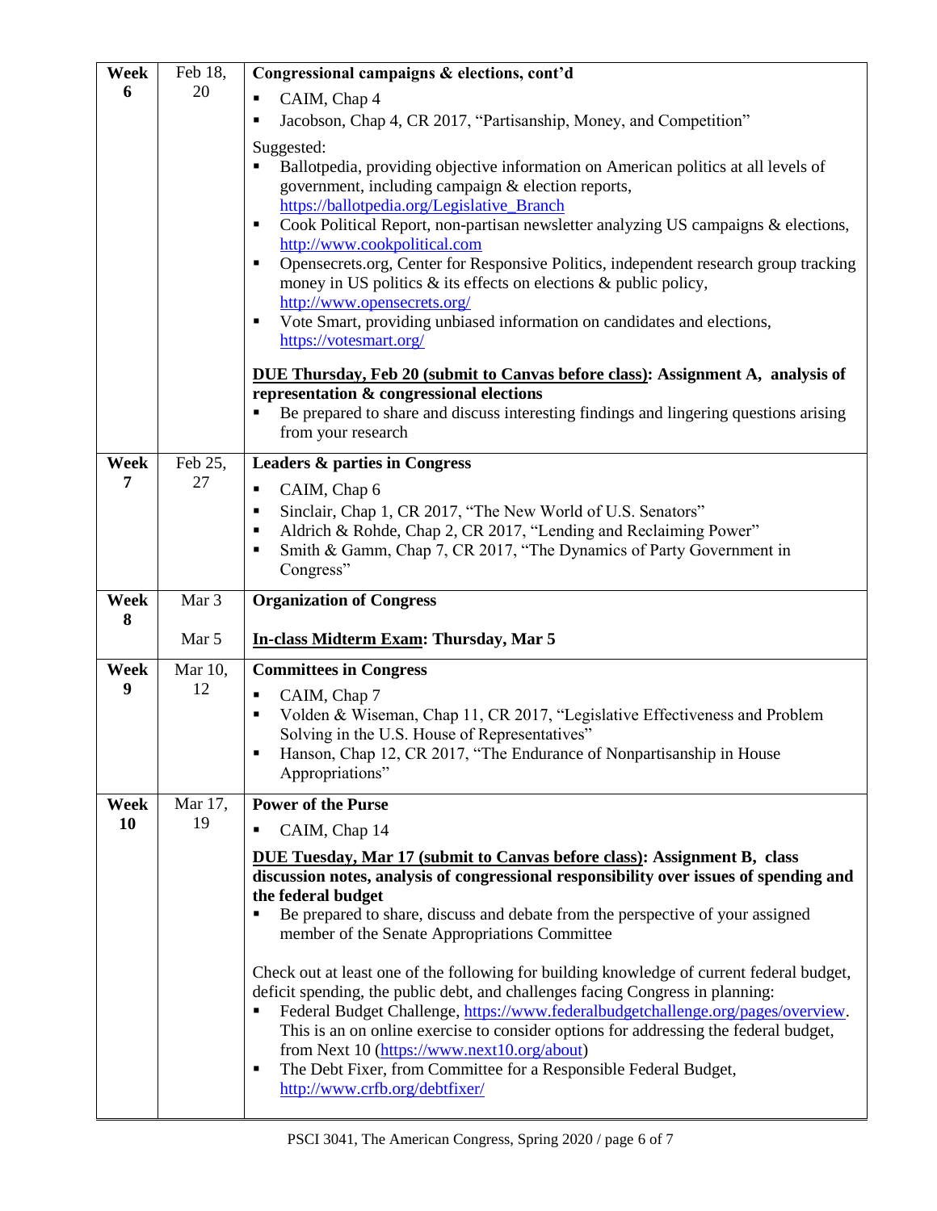| Week | Dates | Topic / Readings |
| --- | --- | --- |
| **Week 6** | Feb 18, 20 | **Congressional campaigns & elections, cont'd**<br>▪ CAIM, Chap 4<br>▪ Jacobson, Chap 4, CR 2017, "Partisanship, Money, and Competition"<br><br>Suggested:<br>▪ Ballotpedia, providing objective information on American politics at all levels of government, including campaign & election reports, https://ballotpedia.org/Legislative_Branch<br>▪ Cook Political Report, non-partisan newsletter analyzing US campaigns & elections, http://www.cookpolitical.com<br>▪ Opensecrets.org, Center for Responsive Politics, independent research group tracking money in US politics & its effects on elections & public policy, http://www.opensecrets.org/<br>▪ Vote Smart, providing unbiased information on candidates and elections, https://votesmart.org/<br><br>**<u>DUE Thursday, Feb 20 (submit to Canvas before class)</u>: Assignment A, analysis of representation & congressional elections**<br>▪ Be prepared to share and discuss interesting findings and lingering questions arising from your research |
| **Week 7** | Feb 25, 27 | **Leaders & parties in Congress**<br>▪ CAIM, Chap 6<br>▪ Sinclair, Chap 1, CR 2017, "The New World of U.S. Senators"<br>▪ Aldrich & Rohde, Chap 2, CR 2017, "Lending and Reclaiming Power"<br>▪ Smith & Gamm, Chap 7, CR 2017, "The Dynamics of Party Government in Congress" |
| **Week 8** | Mar 3<br><br>Mar 5 | **Organization of Congress**<br><br>**<u>In-class Midterm Exam</u>: Thursday, Mar 5** |
| **Week 9** | Mar 10, 12 | **Committees in Congress**<br>▪ CAIM, Chap 7<br>▪ Volden & Wiseman, Chap 11, CR 2017, "Legislative Effectiveness and Problem Solving in the U.S. House of Representatives"<br>▪ Hanson, Chap 12, CR 2017, "The Endurance of Nonpartisanship in House Appropriations" |
| **Week 10** | Mar 17, 19 | **Power of the Purse**<br>▪ CAIM, Chap 14<br><br>**<u>DUE Tuesday, Mar 17 (submit to Canvas before class)</u>: Assignment B, class discussion notes, analysis of congressional responsibility over issues of spending and the federal budget**<br>▪ Be prepared to share, discuss and debate from the perspective of your assigned member of the Senate Appropriations Committee<br><br>Check out at least one of the following for building knowledge of current federal budget, deficit spending, the public debt, and challenges facing Congress in planning:<br>▪ Federal Budget Challenge, https://www.federalbudgetchallenge.org/pages/overview. This is an on online exercise to consider options for addressing the federal budget, from Next 10 (https://www.next10.org/about)<br>▪ The Debt Fixer, from Committee for a Responsible Federal Budget, http://www.crfb.org/debtfixer/ |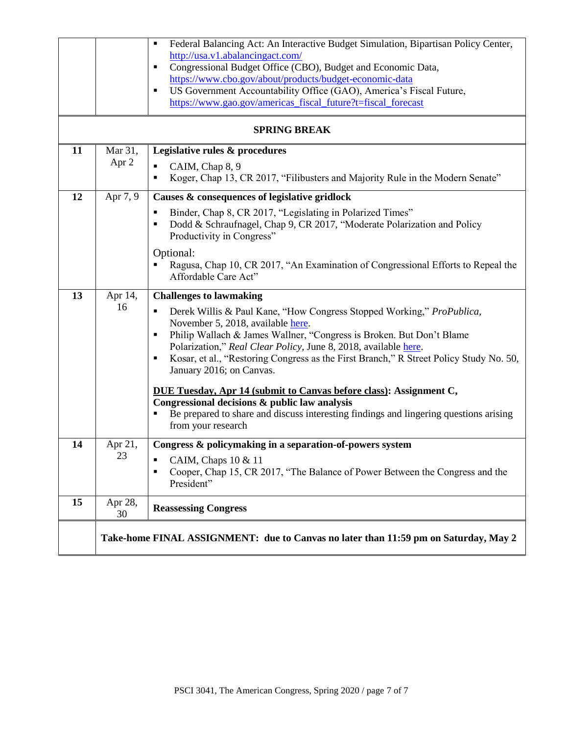| | | |
|---|---|---|
| | | ▪ Federal Balancing Act: An Interactive Budget Simulation, Bipartisan Policy Center, http://usa.v1.abalancingact.com/ <br> ▪ Congressional Budget Office (CBO), Budget and Economic Data, https://www.cbo.gov/about/products/budget-economic-data <br> ▪ US Government Accountability Office (GAO), America's Fiscal Future, https://www.gao.gov/americas_fiscal_future?t=fiscal_forecast |
| **SPRING BREAK** | | |
| **11** | Mar 31, Apr 2 | **Legislative rules & procedures** <br> ▪ CAIM, Chap 8, 9 <br> ▪ Koger, Chap 13, CR 2017, "Filibusters and Majority Rule in the Modern Senate" |
| **12** | Apr 7, 9 | **Causes & consequences of legislative gridlock** <br> ▪ Binder, Chap 8, CR 2017, "Legislating in Polarized Times" <br> ▪ Dodd & Schraufnagel, Chap 9, CR 2017, "Moderate Polarization and Policy Productivity in Congress" <br> Optional: <br> ▪ Ragusa, Chap 10, CR 2017, "An Examination of Congressional Efforts to Repeal the Affordable Care Act" |
| **13** | Apr 14, 16 | **Challenges to lawmaking** <br> ▪ Derek Willis & Paul Kane, "How Congress Stopped Working," *ProPublica*, November 5, 2018, available here. <br> ▪ Philip Wallach & James Wallner, "Congress is Broken. But Don't Blame Polarization," *Real Clear Policy*, June 8, 2018, available here. <br> ▪ Kosar, et al., "Restoring Congress as the First Branch," R Street Policy Study No. 50, January 2016; on Canvas. <br> **DUE Tuesday, Apr 14 (submit to Canvas before class): Assignment C, Congressional decisions & public law analysis** <br> ▪ Be prepared to share and discuss interesting findings and lingering questions arising from your research |
| **14** | Apr 21, 23 | **Congress & policymaking in a separation-of-powers system** <br> ▪ CAIM, Chaps 10 & 11 <br> ▪ Cooper, Chap 15, CR 2017, "The Balance of Power Between the Congress and the President" |
| **15** | Apr 28, 30 | **Reassessing Congress** |
| | **Take-home FINAL ASSIGNMENT: due to Canvas no later than 11:59 pm on Saturday, May 2** | |